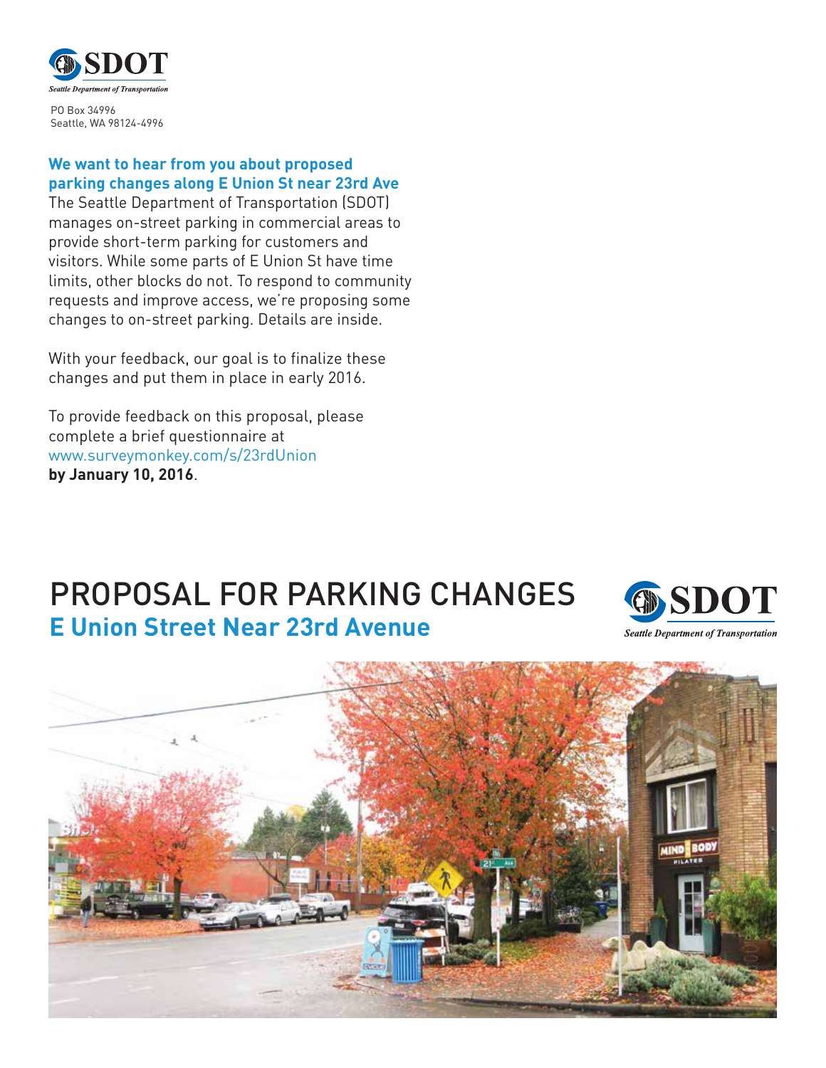SDOT
*Seattle Department of Transportation*

PO Box 34996
Seattle, WA 98124-4996

**We want to hear from you about proposed parking changes along E Union St near 23rd Ave**

The Seattle Department of Transportation (SDOT) manages on-street parking in commercial areas to provide short-term parking for customers and visitors. While some parts of E Union St have time limits, other blocks do not. To respond to community requests and improve access, we're proposing some changes to on-street parking. Details are inside.

With your feedback, our goal is to finalize these changes and put them in place in early 2016.

To provide feedback on this proposal, please complete a brief questionnaire at www.surveymonkey.com/s/23rdUnion **by January 10, 2016**.

# PROPOSAL FOR PARKING CHANGES

## E Union Street Near 23rd Avenue

SDOT
*Seattle Department of Transportation*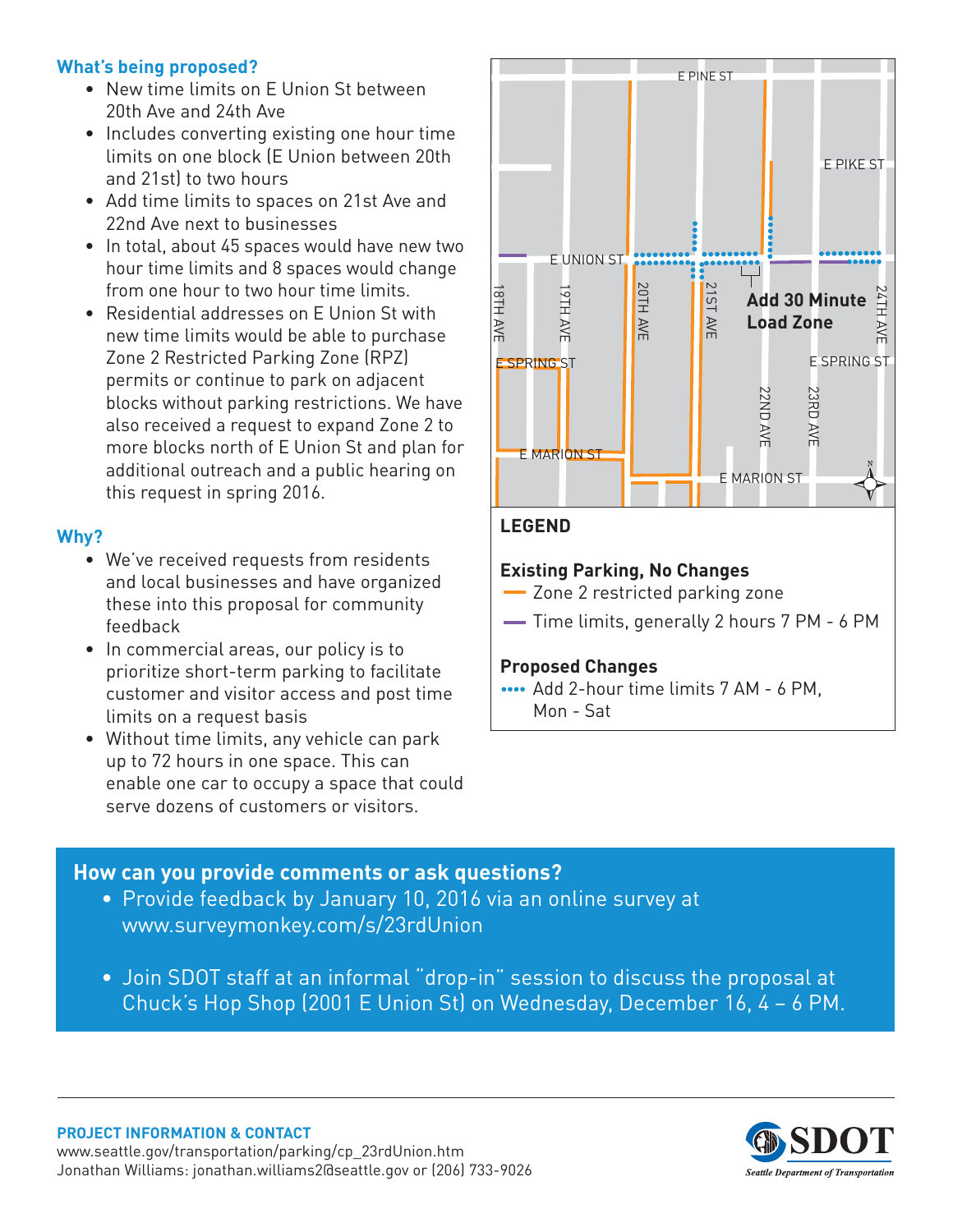### What's being proposed?

- New time limits on E Union St between 20th Ave and 24th Ave
- Includes converting existing one hour time limits on one block (E Union between 20th and 21st) to two hours
- Add time limits to spaces on 21st Ave and 22nd Ave next to businesses
- In total, about 45 spaces would have new two hour time limits and 8 spaces would change from one hour to two hour time limits.
- Residential addresses on E Union St with new time limits would be able to purchase Zone 2 Restricted Parking Zone (RPZ) permits or continue to park on adjacent blocks without parking restrictions. We have also received a request to expand Zone 2 to more blocks north of E Union St and plan for additional outreach and a public hearing on this request in spring 2016.

### Why?

- We've received requests from residents and local businesses and have organized these into this proposal for community feedback
- In commercial areas, our policy is to prioritize short-term parking to facilitate customer and visitor access and post time limits on a request basis
- Without time limits, any vehicle can park up to 72 hours in one space. This can enable one car to occupy a space that could serve dozens of customers or visitors.

E PINE ST
E PIKE ST
E UNION ST
18TH AVE
19TH AVE
20TH AVE
21ST AVE
Add 30 Minute Load Zone
24TH AVE
E SPRING ST
E SPRING ST
22ND AVE
23RD AVE
E MARION ST
E MARION ST

**LEGEND**

**Existing Parking, No Changes**

Zone 2 restricted parking zone

Time limits, generally 2 hours 7 PM - 6 PM

**Proposed Changes**

Add 2-hour time limits 7 AM - 6 PM, Mon - Sat

### How can you provide comments or ask questions?

- Provide feedback by January 10, 2016 via an online survey at www.surveymonkey.com/s/23rdUnion
- Join SDOT staff at an informal "drop-in" session to discuss the proposal at Chuck's Hop Shop (2001 E Union St) on Wednesday, December 16, 4 – 6 PM.

**PROJECT INFORMATION & CONTACT**

www.seattle.gov/transportation/parking/cp_23rdUnion.htm

Jonathan Williams: jonathan.williams2@seattle.gov or (206) 733-9026

SDOT Seattle Department of Transportation